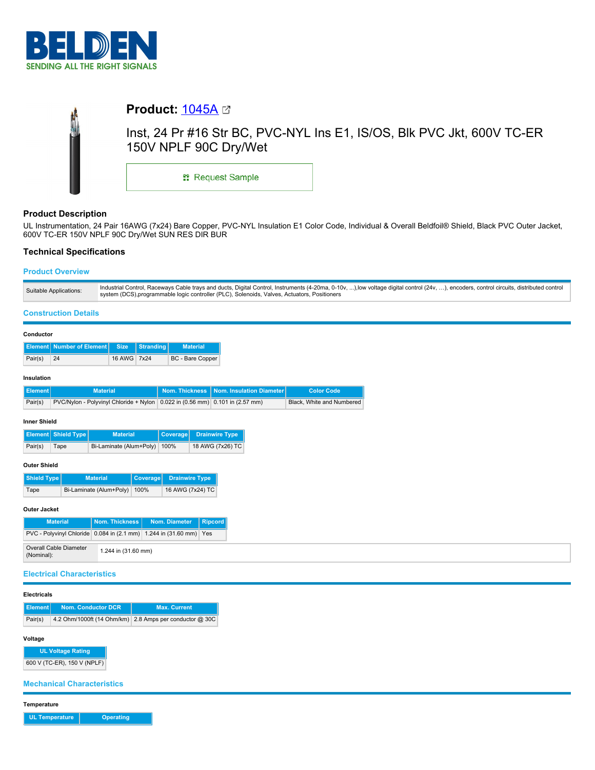BELDEN

SENDING ALL THE RIGHT SIGNALS

# Product: 1045A

Inst, 24 Pr #16 Str BC, PVC-NYL Ins E1, IS/OS, Blk PVC Jkt, 600V TC-ER 150V NPLF 90C Dry/Wet

Request Sample

## Product Description

UL Instrumentation, 24 Pair 16AWG (7x24) Bare Copper, PVC-NYL Insulation E1 Color Code, Individual & Overall Beldfoil® Shield, Black PVC Outer Jacket, 600V TC-ER 150V NPLF 90C Dry/Wet SUN RES DIR BUR

## Technical Specifications

### Product Overview

| | |
|---|---|
| Suitable Applications: | Industrial Control, Raceways Cable trays and ducts, Digital Control, Instruments (4-20ma, 0-10v, ...),low voltage digital control (24v, …), encoders, control circuits, distributed control system (DCS),programmable logic controller (PLC), Solenoids, Valves, Actuators, Positioners |

### Construction Details

**Conductor**

| Element | Number of Element | Size | Stranding | Material |
|---|---|---|---|---|
| Pair(s) | 24 | 16 AWG | 7x24 | BC - Bare Copper |

**Insulation**

| Element | Material | Nom. Thickness | Nom. Insulation Diameter | Color Code |
|---|---|---|---|---|
| Pair(s) | PVC/Nylon - Polyvinyl Chloride + Nylon | 0.022 in (0.56 mm) | 0.101 in (2.57 mm) | Black, White and Numbered |

**Inner Shield**

| Element | Shield Type | Material | Coverage | Drainwire Type |
|---|---|---|---|---|
| Pair(s) | Tape | Bi-Laminate (Alum+Poly) | 100% | 18 AWG (7x26) TC |

**Outer Shield**

| Shield Type | Material | Coverage | Drainwire Type |
|---|---|---|---|
| Tape | Bi-Laminate (Alum+Poly) | 100% | 16 AWG (7x24) TC |

**Outer Jacket**

| Material | Nom. Thickness | Nom. Diameter | Ripcord |
|---|---|---|---|
| PVC - Polyvinyl Chloride | 0.084 in (2.1 mm) | 1.244 in (31.60 mm) | Yes |

| | |
|---|---|
| Overall Cable Diameter (Nominal): | 1.244 in (31.60 mm) |

### Electrical Characteristics

**Electricals**

| Element | Nom. Conductor DCR | Max. Current |
|---|---|---|
| Pair(s) | 4.2 Ohm/1000ft (14 Ohm/km) | 2.8 Amps per conductor @ 30C |

**Voltage**

| UL Voltage Rating |
|---|
| 600 V (TC-ER), 150 V (NPLF) |

### Mechanical Characteristics

**Temperature**

| UL Temperature | Operating |
|---|---|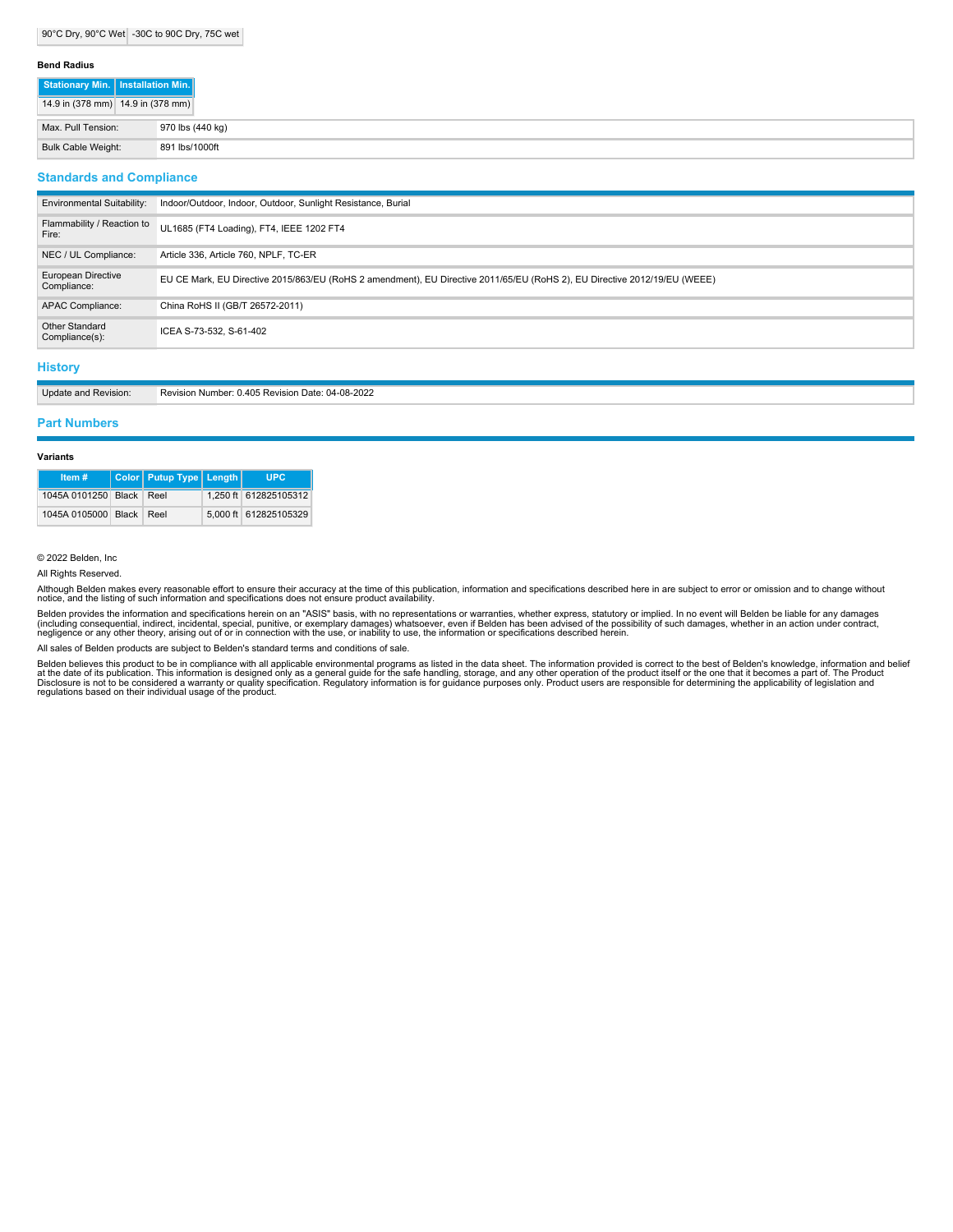| | |
|---|---|
| 90°C Dry, 90°C Wet | -30C to 90C Dry, 75C wet |

**Bend Radius**

| Stationary Min. | Installation Min. |
|---|---|
| 14.9 in (378 mm) | 14.9 in (378 mm) |

| | |
|---|---|
| Max. Pull Tension: | 970 lbs (440 kg) |
| Bulk Cable Weight: | 891 lbs/1000ft |

## Standards and Compliance

| | |
|---|---|
| Environmental Suitability: | Indoor/Outdoor, Indoor, Outdoor, Sunlight Resistance, Burial |
| Flammability / Reaction to Fire: | UL1685 (FT4 Loading), FT4, IEEE 1202 FT4 |
| NEC / UL Compliance: | Article 336, Article 760, NPLF, TC-ER |
| European Directive Compliance: | EU CE Mark, EU Directive 2015/863/EU (RoHS 2 amendment), EU Directive 2011/65/EU (RoHS 2), EU Directive 2012/19/EU (WEEE) |
| APAC Compliance: | China RoHS II (GB/T 26572-2011) |
| Other Standard Compliance(s): | ICEA S-73-532, S-61-402 |

## History

| | |
|---|---|
| Update and Revision: | Revision Number: 0.405 Revision Date: 04-08-2022 |

## Part Numbers

**Variants**

| Item # | Color | Putup Type | Length | UPC |
|---|---|---|---|---|
| 1045A 0101250 | Black | Reel | 1,250 ft | 612825105312 |
| 1045A 0105000 | Black | Reel | 5,000 ft | 612825105329 |

© 2022 Belden, Inc

All Rights Reserved.

Although Belden makes every reasonable effort to ensure their accuracy at the time of this publication, information and specifications described here in are subject to error or omission and to change without notice, and the listing of such information and specifications does not ensure product availability.

Belden provides the information and specifications herein on an "ASIS" basis, with no representations or warranties, whether express, statutory or implied. In no event will Belden be liable for any damages (including consequential, indirect, incidental, special, punitive, or exemplary damages) whatsoever, even if Belden has been advised of the possibility of such damages, whether in an action under contract, negligence or any other theory, arising out of or in connection with the use, or inability to use, the information or specifications described herein.

All sales of Belden products are subject to Belden's standard terms and conditions of sale.

Belden believes this product to be in compliance with all applicable environmental programs as listed in the data sheet. The information provided is correct to the best of Belden's knowledge, information and belief at the date of its publication. This information is designed only as a general guide for the safe handling, storage, and any other operation of the product itself or the one that it becomes a part of. The Product Disclosure is not to be considered a warranty or quality specification. Regulatory information is for guidance purposes only. Product users are responsible for determining the applicability of legislation and regulations based on their individual usage of the product.